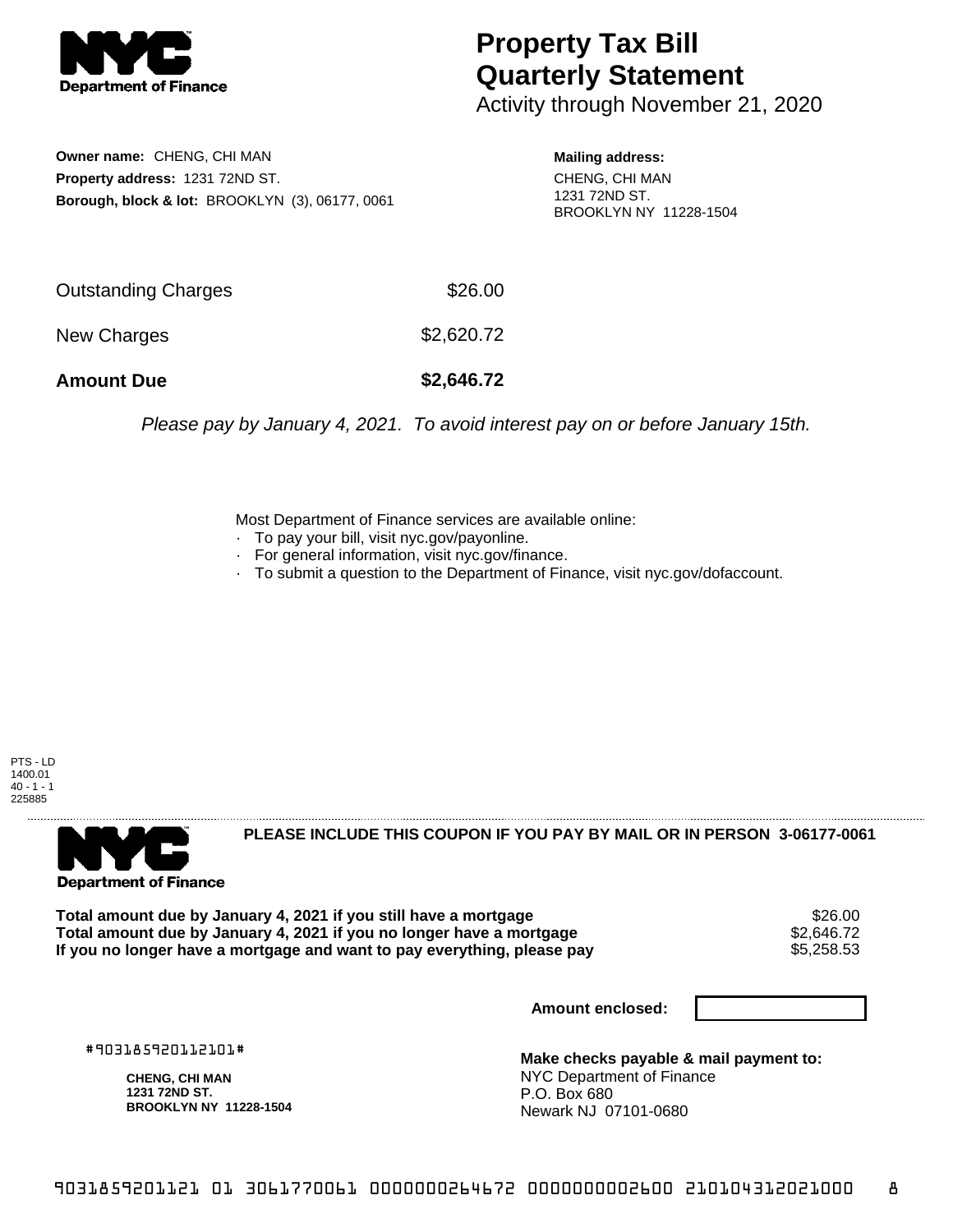# Property Tax Bill Quarterly Statement

Activity through November 21, 2020

**Owner name:** CHENG, CHI MAN
**Property address:** 1231 72ND ST.
**Borough, block & lot:** BROOKLYN (3), 06177, 0061

**Mailing address:**
CHENG, CHI MAN
1231 72ND ST.
BROOKLYN NY 11228-1504

| | |
|---|---|
| Outstanding Charges | $26.00 |
| New Charges | $2,620.72 |
| **Amount Due** | **$2,646.72** |

*Please pay by January 4, 2021. To avoid interest pay on or before January 15th.*

Most Department of Finance services are available online:
- To pay your bill, visit nyc.gov/payonline.
- For general information, visit nyc.gov/finance.
- To submit a question to the Department of Finance, visit nyc.gov/dofaccount.

PTS - LD
1400.01
40 - 1 - 1
225885

**PLEASE INCLUDE THIS COUPON IF YOU PAY BY MAIL OR IN PERSON 3-06177-0061**

| | |
|---|---|
| **Total amount due by January 4, 2021 if you still have a mortgage** | $26.00 |
| **Total amount due by January 4, 2021 if you no longer have a mortgage** | $2,646.72 |
| **If you no longer have a mortgage and want to pay everything, please pay** | $5,258.53 |

**Amount enclosed:**

#903185920112101#

**CHENG, CHI MAN**
**1231 72ND ST.**
**BROOKLYN NY 11228-1504**

**Make checks payable & mail payment to:**
NYC Department of Finance
P.O. Box 680
Newark NJ 07101-0680

9031859201121 01 3061770061 0000000264672 0000000002600 210104312021000 8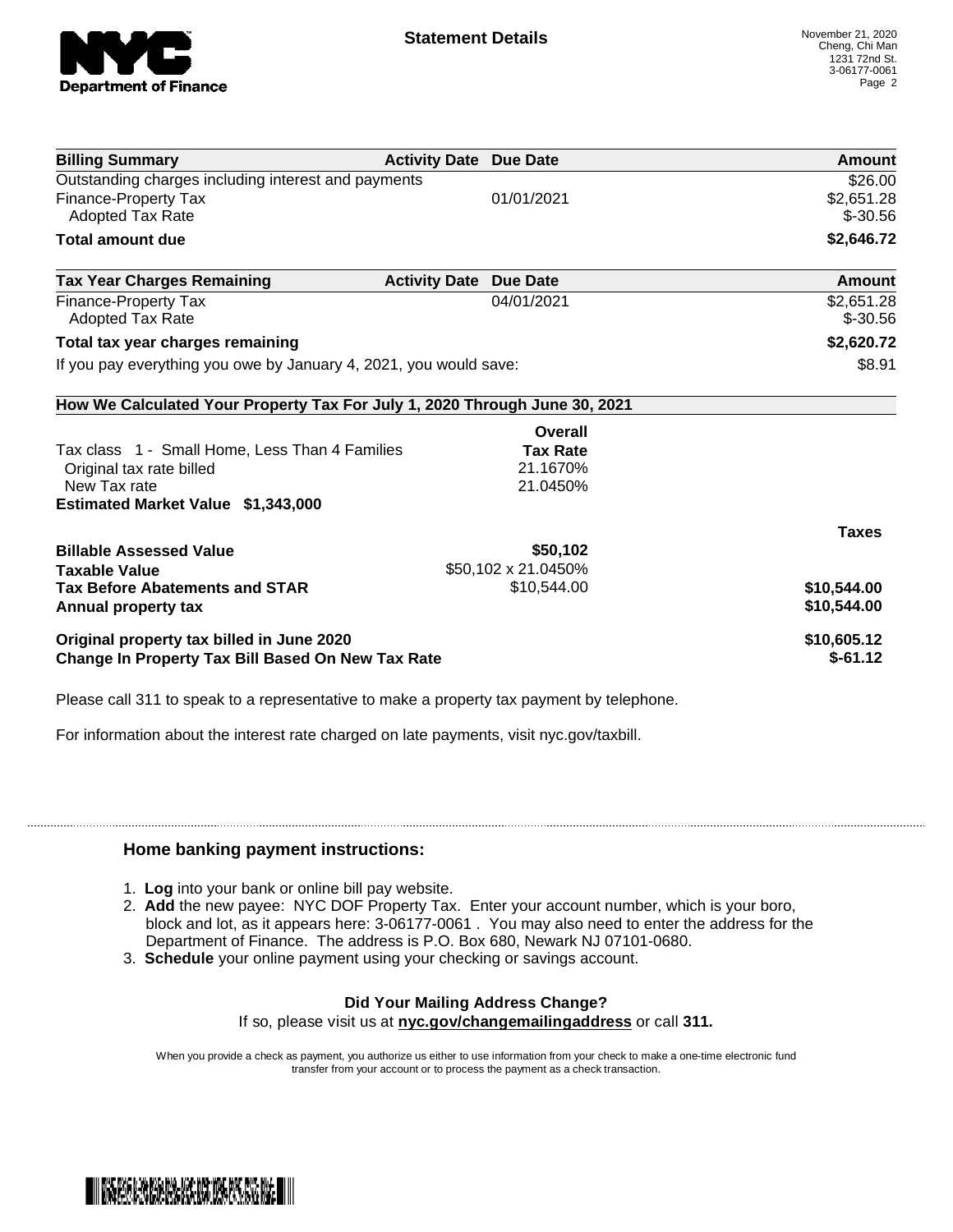**NYC Department of Finance**

## Statement Details

November 21, 2020
Cheng, Chi Man
1231 72nd St.
3-06177-0061

| Billing Summary | Activity Date | Due Date | Amount |
|---|---|---|---|
| Outstanding charges including interest and payments | | | $26.00 |
| Finance-Property Tax | | 01/01/2021 | $2,651.28 |
| Adopted Tax Rate | | | $-30.56 |
| **Total amount due** | | | **$2,646.72** |

| Tax Year Charges Remaining | Activity Date | Due Date | Amount |
|---|---|---|---|
| Finance-Property Tax | | 04/01/2021 | $2,651.28 |
| Adopted Tax Rate | | | $-30.56 |
| **Total tax year charges remaining** | | | **$2,620.72** |
| If you pay everything you owe by January 4, 2021, you would save: | | | $8.91 |

**How We Calculated Your Property Tax For July 1, 2020 Through June 30, 2021**

| | Overall Tax Rate | |
|---|---|---|
| Tax class 1 - Small Home, Less Than 4 Families | | |
| Original tax rate billed | 21.1670% | |
| New Tax rate | 21.0450% | |
| **Estimated Market Value $1,343,000** | | |
| | | **Taxes** |
| **Billable Assessed Value** | **$50,102** | |
| **Taxable Value** | $50,102 x 21.0450% | |
| **Tax Before Abatements and STAR** | $10,544.00 | **$10,544.00** |
| **Annual property tax** | | **$10,544.00** |
| **Original property tax billed in June 2020** | | **$10,605.12** |
| **Change In Property Tax Bill Based On New Tax Rate** | | **$-61.12** |

Please call 311 to speak to a representative to make a property tax payment by telephone.

For information about the interest rate charged on late payments, visit nyc.gov/taxbill.

### Home banking payment instructions:

1. **Log** into your bank or online bill pay website.
2. **Add** the new payee: NYC DOF Property Tax. Enter your account number, which is your boro, block and lot, as it appears here: 3-06177-0061 . You may also need to enter the address for the Department of Finance. The address is P.O. Box 680, Newark NJ 07101-0680.
3. **Schedule** your online payment using your checking or savings account.

**Did Your Mailing Address Change?**

If so, please visit us at **nyc.gov/changemailingaddress** or call **311.**

When you provide a check as payment, you authorize us either to use information from your check to make a one-time electronic fund transfer from your account or to process the payment as a check transaction.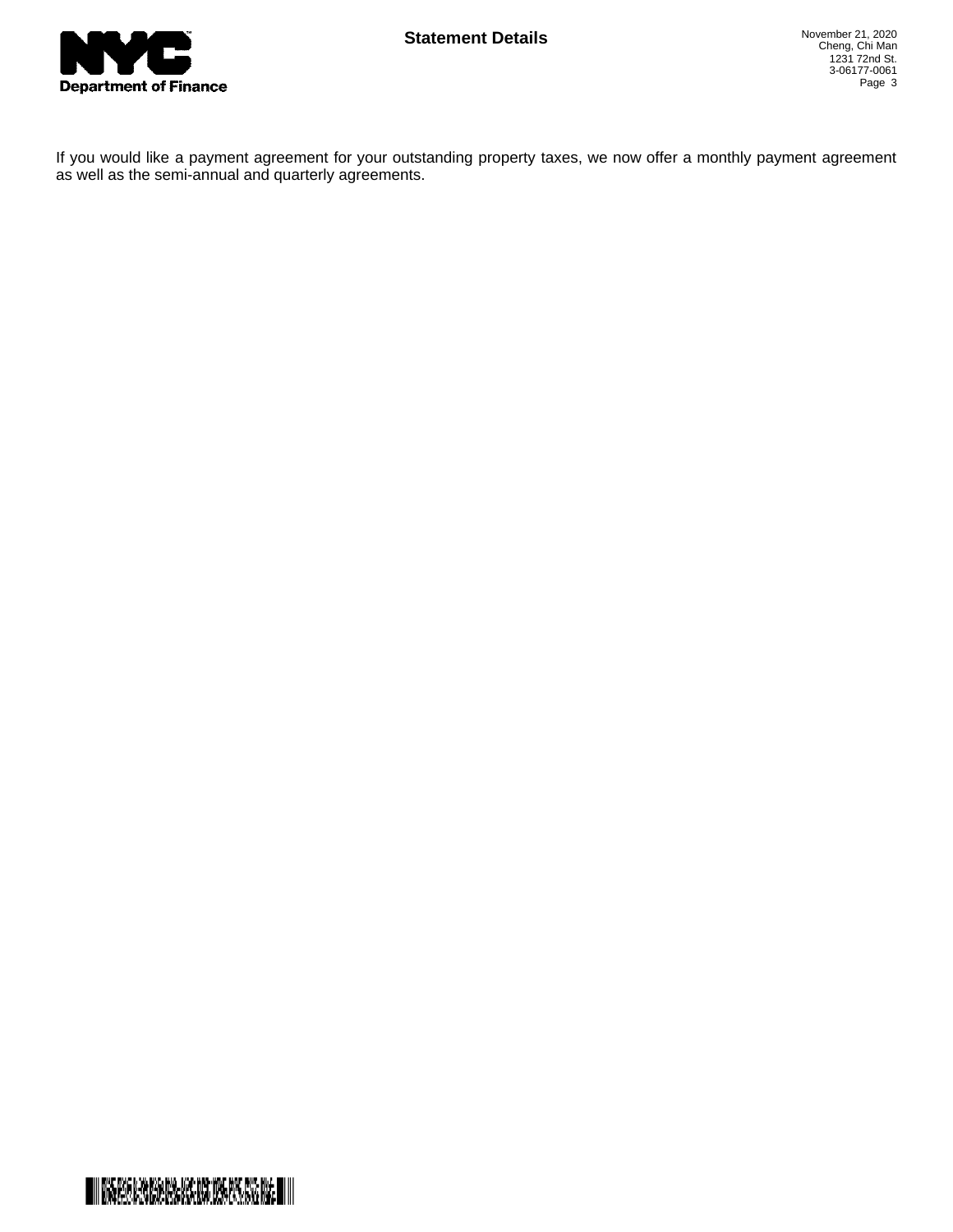If you would like a payment agreement for your outstanding property taxes, we now offer a monthly payment agreement as well as the semi-annual and quarterly agreements.